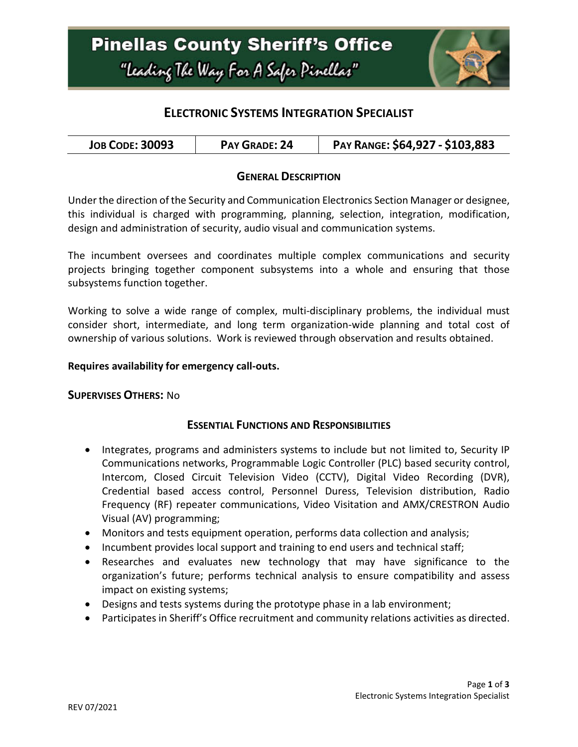# Pinellas County Sheriff's Office

*"Leading The Way For A Safer Pinellas"*

## ELECTRONIC SYSTEMS INTEGRATION SPECIALIST

| JOB CODE: 30093 | PAY GRADE: 24 | PAY RANGE: $64,927 - $103,883 |
| --- | --- | --- |

### GENERAL DESCRIPTION

Under the direction of the Security and Communication Electronics Section Manager or designee, this individual is charged with programming, planning, selection, integration, modification, design and administration of security, audio visual and communication systems.

The incumbent oversees and coordinates multiple complex communications and security projects bringing together component subsystems into a whole and ensuring that those subsystems function together.

Working to solve a wide range of complex, multi-disciplinary problems, the individual must consider short, intermediate, and long term organization-wide planning and total cost of ownership of various solutions. Work is reviewed through observation and results obtained.

**Requires availability for emergency call-outs.**

**SUPERVISES OTHERS:** No

### ESSENTIAL FUNCTIONS AND RESPONSIBILITIES

- Integrates, programs and administers systems to include but not limited to, Security IP Communications networks, Programmable Logic Controller (PLC) based security control, Intercom, Closed Circuit Television Video (CCTV), Digital Video Recording (DVR), Credential based access control, Personnel Duress, Television distribution, Radio Frequency (RF) repeater communications, Video Visitation and AMX/CRESTRON Audio Visual (AV) programming;
- Monitors and tests equipment operation, performs data collection and analysis;
- Incumbent provides local support and training to end users and technical staff;
- Researches and evaluates new technology that may have significance to the organization's future; performs technical analysis to ensure compatibility and assess impact on existing systems;
- Designs and tests systems during the prototype phase in a lab environment;
- Participates in Sheriff's Office recruitment and community relations activities as directed.

REV 07/2021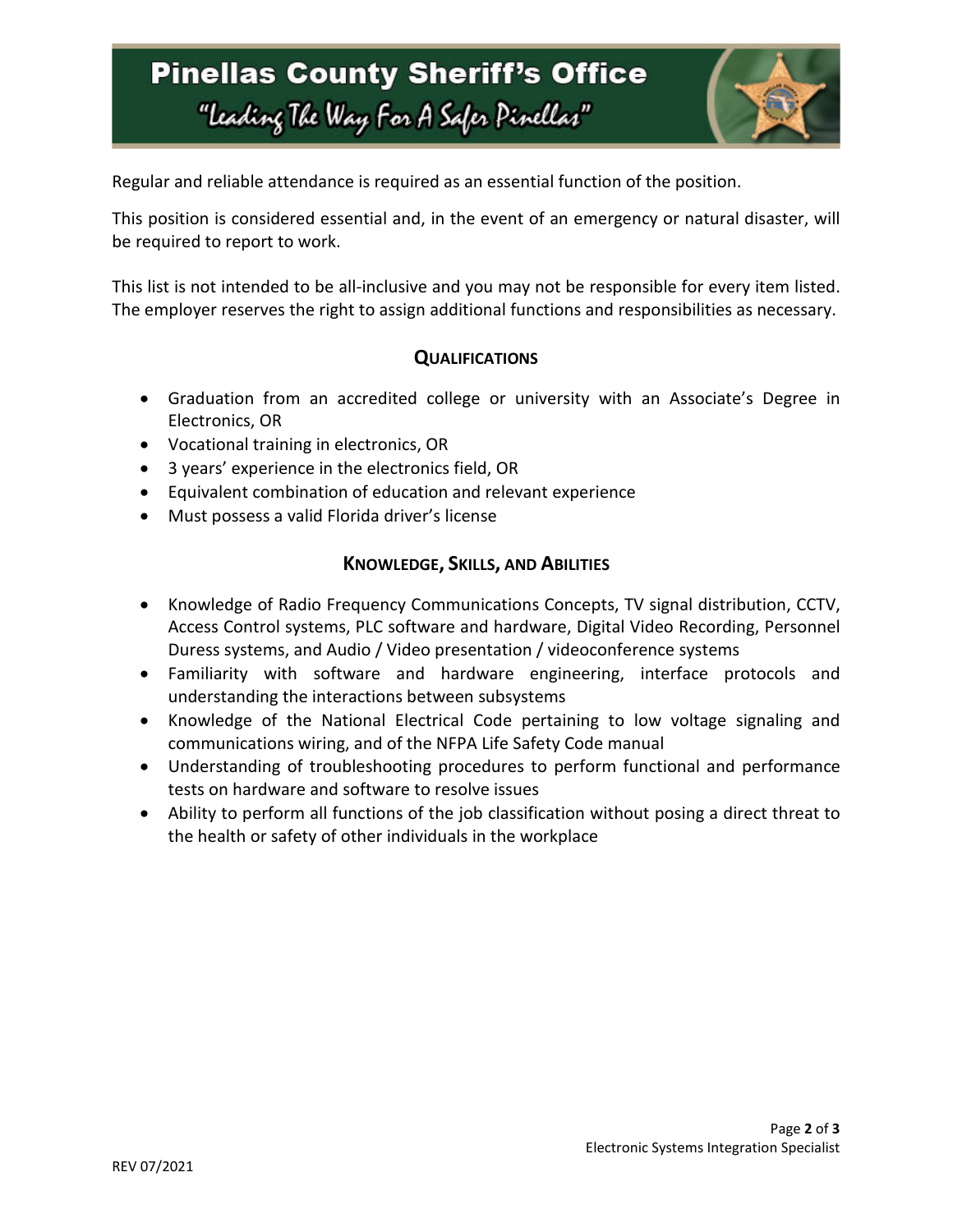Regular and reliable attendance is required as an essential function of the position.

This position is considered essential and, in the event of an emergency or natural disaster, will be required to report to work.

This list is not intended to be all-inclusive and you may not be responsible for every item listed. The employer reserves the right to assign additional functions and responsibilities as necessary.

## QUALIFICATIONS

- Graduation from an accredited college or university with an Associate's Degree in Electronics, OR
- Vocational training in electronics, OR
- 3 years' experience in the electronics field, OR
- Equivalent combination of education and relevant experience
- Must possess a valid Florida driver's license

## KNOWLEDGE, SKILLS, AND ABILITIES

- Knowledge of Radio Frequency Communications Concepts, TV signal distribution, CCTV, Access Control systems, PLC software and hardware, Digital Video Recording, Personnel Duress systems, and Audio / Video presentation / videoconference systems
- Familiarity with software and hardware engineering, interface protocols and understanding the interactions between subsystems
- Knowledge of the National Electrical Code pertaining to low voltage signaling and communications wiring, and of the NFPA Life Safety Code manual
- Understanding of troubleshooting procedures to perform functional and performance tests on hardware and software to resolve issues
- Ability to perform all functions of the job classification without posing a direct threat to the health or safety of other individuals in the workplace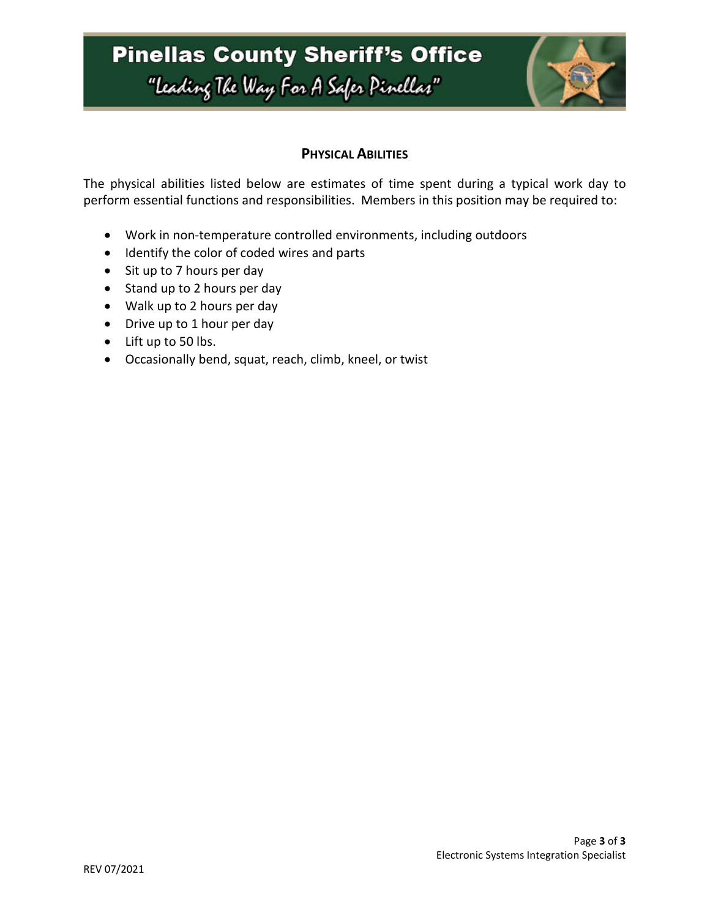## Physical Abilities

The physical abilities listed below are estimates of time spent during a typical work day to perform essential functions and responsibilities. Members in this position may be required to:

- Work in non-temperature controlled environments, including outdoors
- Identify the color of coded wires and parts
- Sit up to 7 hours per day
- Stand up to 2 hours per day
- Walk up to 2 hours per day
- Drive up to 1 hour per day
- Lift up to 50 lbs.
- Occasionally bend, squat, reach, climb, kneel, or twist